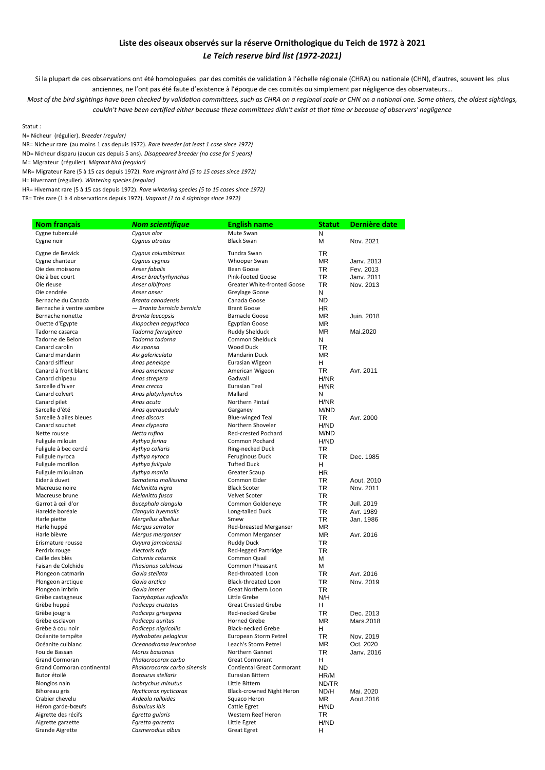## Liste des oiseaux observés sur la réserve Ornithologique du Teich de 1972 à 2021
### *Le Teich reserve bird list (1972-2021)*

Si la plupart de ces observations ont été homologuées par des comités de validation à l'échelle régionale (CHRA) ou nationale (CHN), d'autres, souvent les plus anciennes, ne l'ont pas été faute d'existence à l'époque de ces comités ou simplement par négligence des observateurs…

*Most of the bird sightings have been checked by validation committees, such as CHRA on a regional scale or CHN on a national one. Some others, the oldest sightings, couldn't have been certified either because these committees didn't exist at that time or because of observers' negligence*

Statut :

N= Nicheur (régulier). *Breeder (regular)*

NR= Nicheur rare (au moins 1 cas depuis 1972). *Rare breeder (at least 1 case since 1972)*

ND= Nicheur disparu (aucun cas depuis 5 ans). *Disappeared breeder (no case for 5 years)*

M= Migrateur (régulier). *Migrant bird (regular)*

MR= Migrateur Rare (5 à 15 cas depuis 1972). *Rare migrant bird (5 to 15 cases since 1972)*

H= Hivernant (régulier). *Wintering species (regular)*

HR= Hivernant rare (5 à 15 cas depuis 1972). *Rare wintering species (5 to 15 cases since 1972)*

TR= Très rare (1 à 4 observations depuis 1972). *Vagrant (1 to 4 sightings since 1972)*

| Nom français | Nom scientifique | English name | Statut | Dernière date |
|---|---|---|---|---|
| Cygne tuberculé | *Cygnus olor* | Mute Swan | N | |
| Cygne noir | *Cygnus atratus* | Black Swan | M | Nov. 2021 |
| Cygne de Bewick | *Cygnus columbianus* | Tundra Swan | TR | |
| Cygne chanteur | *Cygnus cygnus* | Whooper Swan | MR | Janv. 2013 |
| Oie des moissons | *Anser fabalis* | Bean Goose | TR | Fev. 2013 |
| Oie à bec court | *Anser brachyrhynchus* | Pink-footed Goose | TR | Janv. 2011 |
| Oie rieuse | *Anser albifrons* | Greater White-fronted Goose | TR | Nov. 2013 |
| Oie cendrée | *Anser anser* | Greylage Goose | N | |
| Bernache du Canada | *Branta canadensis* | Canada Goose | ND | |
| Bernache à ventre sombre | *— Branta bernicla bernicla* | Brant Goose | HR | |
| Bernache nonette | *Branta leucopsis* | Barnacle Goose | MR | Juin. 2018 |
| Ouette d'Egypte | *Alopochen aegyptiaca* | Egyptian Goose | MR | |
| Tadorne casarca | *Tadorna ferruginea* | Ruddy Shelduck | MR | Mai.2020 |
| Tadorne de Belon | *Tadorna tadorna* | Common Shelduck | N | |
| Canard carolin | *Aix sponsa* | Wood Duck | TR | |
| Canard mandarin | *Aix galericulata* | Mandarin Duck | MR | |
| Canard siffleur | *Anas penelope* | Eurasian Wigeon | H | |
| Canard à front blanc | *Anas americana* | American Wigeon | TR | Avr. 2011 |
| Canard chipeau | *Anas strepera* | Gadwall | H/NR | |
| Sarcelle d'hiver | *Anas crecca* | Eurasian Teal | H/NR | |
| Canard colvert | *Anas platyrhynchos* | Mallard | N | |
| Canard pilet | *Anas acuta* | Northern Pintail | H/NR | |
| Sarcelle d'été | *Anas querquedula* | Garganey | M/ND | |
| Sarcelle à ailes bleues | *Anas discors* | Blue-winged Teal | TR | Avr. 2000 |
| Canard souchet | *Anas clypeata* | Northern Shoveler | H/ND | |
| Nette rousse | *Netta rufina* | Red-crested Pochard | M/ND | |
| Fuligule milouin | *Aythya ferina* | Common Pochard | H/ND | |
| Fuligule à bec cerclé | *Aythya collaris* | Ring-necked Duck | TR | |
| Fuligule nyroca | *Aythya nyroca* | Feruginous Duck | TR | Dec. 1985 |
| Fuligule morillon | *Aythya fuligula* | Tufted Duck | H | |
| Fuligule milouinan | *Aythya marila* | Greater Scaup | HR | |
| Eider à duvet | *Somateria mollissima* | Common Eider | TR | Aout. 2010 |
| Macreuse noire | *Melanitta nigra* | Black Scoter | TR | Nov. 2011 |
| Macreuse brune | *Melanitta fusca* | Velvet Scoter | TR | |
| Garrot à œil d'or | *Bucephala clangula* | Common Goldeneye | TR | Juil. 2019 |
| Harelde boréale | *Clangula hyemalis* | Long-tailed Duck | TR | Avr. 1989 |
| Harle piette | *Mergellus albellus* | Smew | TR | Jan. 1986 |
| Harle huppé | *Mergus serrator* | Red-breasted Merganser | MR | |
| Harle bièvre | *Mergus merganser* | Common Merganser | MR | Avr. 2016 |
| Erismature rousse | *Oxyura jamaicensis* | Ruddy Duck | TR | |
| Perdrix rouge | *Alectoris rufa* | Red-legged Partridge | TR | |
| Caille des blés | *Coturnix coturnix* | Common Quail | M | |
| Faisan de Colchide | *Phasianus colchicus* | Common Pheasant | M | |
| Plongeon catmarin | *Gavia stellata* | Red-throated Loon | TR | Avr. 2016 |
| Plongeon arctique | *Gavia arctica* | Black-throated Loon | TR | Nov. 2019 |
| Plongeon imbrin | *Gavia immer* | Great Northern Loon | TR | |
| Grèbe castagneux | *Tachybaptus ruficollis* | Little Grebe | N/H | |
| Grèbe huppé | *Podiceps cristatus* | Great Crested Grebe | H | |
| Grèbe jougris | *Podiceps grisegena* | Red-necked Grebe | TR | Dec. 2013 |
| Grèbe esclavon | *Podiceps auritus* | Horned Grebe | MR | Mars.2018 |
| Grèbe à cou noir | *Podiceps nigricollis* | Black-necked Grebe | H | |
| Océanite tempête | *Hydrobates pelagicus* | European Storm Petrel | TR | Nov. 2019 |
| Océanite culblanc | *Oceanodroma leucorhoa* | Leach's Storm Petrel | MR | Oct. 2020 |
| Fou de Bassan | *Morus bassanus* | Northern Gannet | TR | Janv. 2016 |
| Grand Cormoran | *Phalacrocorax carbo* | Great Cormorant | H | |
| Grand Cormoran continental | *Phalacrocorax carbo sinensis* | Continental Great Cormorant | ND | |
| Butor étoilé | *Botaurus stellaris* | Eurasian Bittern | HR/M | |
| Blongios nain | *Ixobrychus minutus* | Little Bittern | ND/TR | |
| Bihoreau gris | *Nycticorax nycticorax* | Black-crowned Night Heron | ND/H | Mai. 2020 |
| Crabier chevelu | *Ardeola ralloides* | Squaco Heron | MR | Aout.2016 |
| Héron garde-bœufs | *Bubulcus ibis* | Cattle Egret | H/ND | |
| Aigrette des récifs | *Egretta gularis* | Western Reef Heron | TR | |
| Aigrette garzette | *Egretta garzetta* | Little Egret | H/ND | |
| Grande Aigrette | *Casmerodius albus* | Great Egret | H | |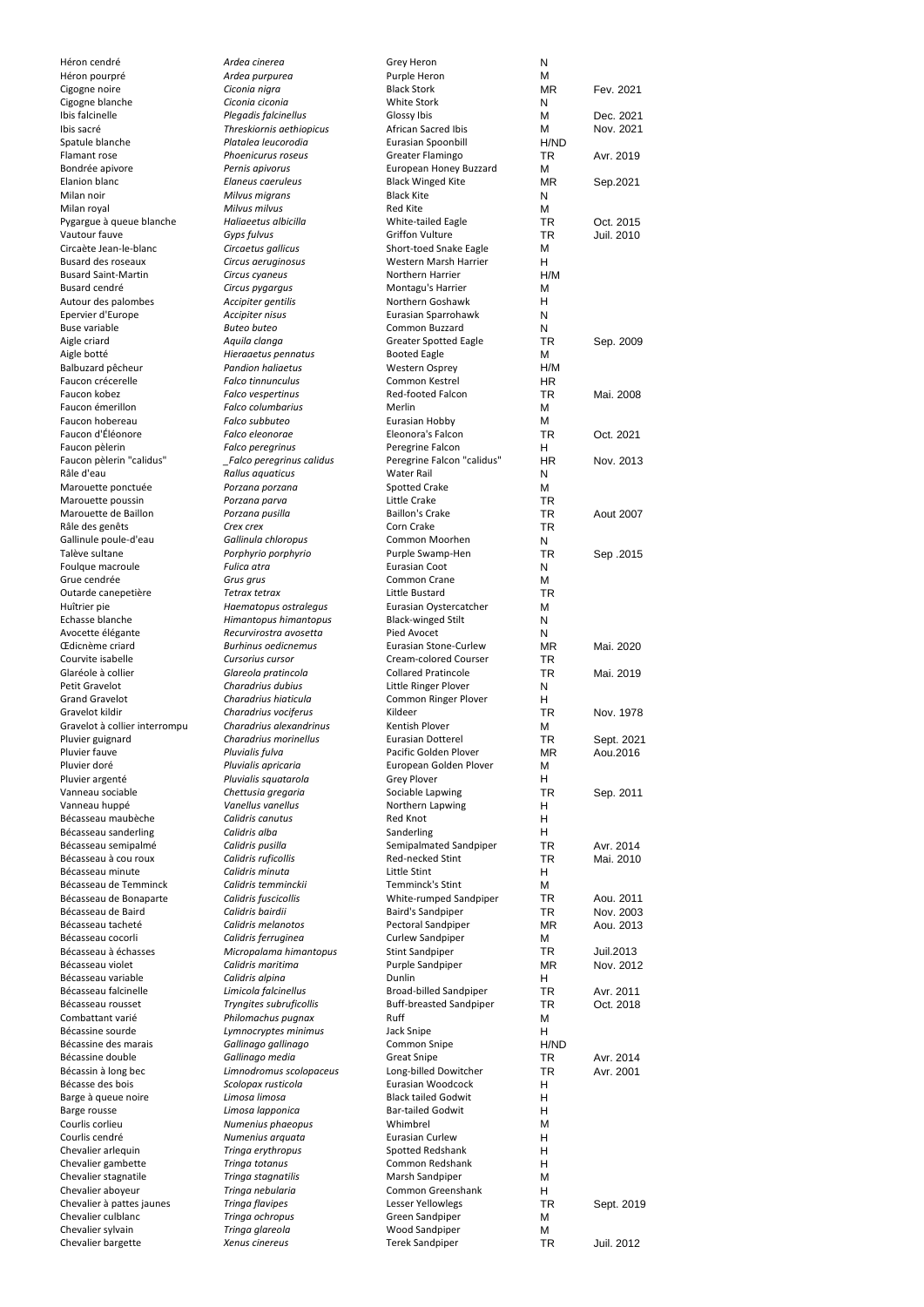| | | | | |
|---|---|---|---|---|
| Héron cendré | *Ardea cinerea* | Grey Heron | N | |
| Héron pourpré | *Ardea purpurea* | Purple Heron | M | |
| Cigogne noire | *Ciconia nigra* | Black Stork | MR | Fev. 2021 |
| Cigogne blanche | *Ciconia ciconia* | White Stork | N | |
| Ibis falcinelle | *Plegadis falcinellus* | Glossy Ibis | M | Dec. 2021 |
| Ibis sacré | *Threskiornis aethiopicus* | African Sacred Ibis | M | Nov. 2021 |
| Spatule blanche | *Platalea leucorodia* | Eurasian Spoonbill | H/ND | |
| Flamant rose | *Phoenicurus roseus* | Greater Flamingo | TR | Avr. 2019 |
| Bondrée apivore | *Pernis apivorus* | European Honey Buzzard | M | |
| Elanion blanc | *Elaneus caeruleus* | Black Winged Kite | MR | Sep.2021 |
| Milan noir | *Milvus migrans* | Black Kite | N | |
| Milan royal | *Milvus milvus* | Red Kite | M | |
| Pygargue à queue blanche | *Haliaeetus albicilla* | White-tailed Eagle | TR | Oct. 2015 |
| Vautour fauve | *Gyps fulvus* | Griffon Vulture | TR | Juil. 2010 |
| Circaète Jean-le-blanc | *Circaetus gallicus* | Short-toed Snake Eagle | M | |
| Busard des roseaux | *Circus aeruginosus* | Western Marsh Harrier | H | |
| Busard Saint-Martin | *Circus cyaneus* | Northern Harrier | H/M | |
| Busard cendré | *Circus pygargus* | Montagu's Harrier | M | |
| Autour des palombes | *Accipiter gentilis* | Northern Goshawk | H | |
| Epervier d'Europe | *Accipiter nisus* | Eurasian Sparrowhawk | N | |
| Buse variable | *Buteo buteo* | Common Buzzard | N | |
| Aigle criard | *Aquila clanga* | Greater Spotted Eagle | TR | Sep. 2009 |
| Aigle botté | *Hieraaetus pennatus* | Booted Eagle | M | |
| Balbuzard pêcheur | *Pandion haliaetus* | Western Osprey | H/M | |
| Faucon crécerelle | *Falco tinnunculus* | Common Kestrel | HR | |
| Faucon kobez | *Falco vespertinus* | Red-footed Falcon | TR | Mai. 2008 |
| Faucon émerillon | *Falco columbarius* | Merlin | M | |
| Faucon hobereau | *Falco subbuteo* | Eurasian Hobby | M | |
| Faucon d'Éléonore | *Falco eleonorae* | Eleonora's Falcon | TR | Oct. 2021 |
| Faucon pèlerin | *Falco peregrinus* | Peregrine Falcon | H | |
| Faucon pèlerin "calidus" | *_Falco peregrinus calidus* | Peregrine Falcon "calidus" | HR | Nov. 2013 |
| Râle d'eau | *Rallus aquaticus* | Water Rail | N | |
| Marouette ponctuée | *Porzana porzana* | Spotted Crake | M | |
| Marouette poussin | *Porzana parva* | Little Crake | TR | |
| Marouette de Baillon | *Porzana pusilla* | Baillon's Crake | TR | Aout 2007 |
| Râle des genêts | *Crex crex* | Corn Crake | TR | |
| Gallinule poule-d'eau | *Gallinula chloropus* | Common Moorhen | N | |
| Talève sultane | *Porphyrio porphyrio* | Purple Swamp-Hen | TR | Sep .2015 |
| Foulque macroule | *Fulica atra* | Eurasian Coot | N | |
| Grue cendrée | *Grus grus* | Common Crane | M | |
| Outarde canepetière | *Tetrax tetrax* | Little Bustard | TR | |
| Huîtrier pie | *Haematopus ostralegus* | Eurasian Oystercatcher | M | |
| Echasse blanche | *Himantopus himantopus* | Black-winged Stilt | N | |
| Avocette élégante | *Recurvirostra avosetta* | Pied Avocet | N | |
| Œdicnème criard | *Burhinus oedicnemus* | Eurasian Stone-Curlew | MR | Mai. 2020 |
| Courvite isabelle | *Cursorius cursor* | Cream-colored Courser | TR | |
| Glaréole à collier | *Glareola pratincola* | Collared Pratincole | TR | Mai. 2019 |
| Petit Gravelot | *Charadrius dubius* | Little Ringer Plover | N | |
| Grand Gravelot | *Charadrius hiaticula* | Common Ringer Plover | H | |
| Gravelot kildir | *Charadrius vociferus* | Kildeer | TR | Nov. 1978 |
| Gravelot à collier interrompu | *Charadrius alexandrinus* | Kentish Plover | M | |
| Pluvier guignard | *Charadrius morinellus* | Eurasian Dotterel | TR | Sept. 2021 |
| Pluvier fauve | *Pluvialis fulva* | Pacific Golden Plover | MR | Aou.2016 |
| Pluvier doré | *Pluvialis apricaria* | European Golden Plover | M | |
| Pluvier argenté | *Pluvialis squatarola* | Grey Plover | H | |
| Vanneau sociable | *Chettusia gregaria* | Sociable Lapwing | TR | Sep. 2011 |
| Vanneau huppé | *Vanellus vanellus* | Northern Lapwing | H | |
| Bécasseau maubèche | *Calidris canutus* | Red Knot | H | |
| Bécasseau sanderling | *Calidris alba* | Sanderling | H | |
| Bécasseau semipalmé | *Calidris pusilla* | Semipalmated Sandpiper | TR | Avr. 2014 |
| Bécasseau à cou roux | *Calidris ruficollis* | Red-necked Stint | TR | Mai. 2010 |
| Bécasseau minute | *Calidris minuta* | Little Stint | H | |
| Bécasseau de Temminck | *Calidris temminckii* | Temminck's Stint | M | |
| Bécasseau de Bonaparte | *Calidris fuscicollis* | White-rumped Sandpiper | TR | Aou. 2011 |
| Bécasseau de Baird | *Calidris bairdii* | Baird's Sandpiper | TR | Nov. 2003 |
| Bécasseau tacheté | *Calidris melanotos* | Pectoral Sandpiper | MR | Aou. 2013 |
| Bécasseau cocorli | *Calidris ferruginea* | Curlew Sandpiper | M | |
| Bécasseau à échasses | *Micropalama himantopus* | Stint Sandpiper | TR | Juil.2013 |
| Bécasseau violet | *Calidris maritima* | Purple Sandpiper | MR | Nov. 2012 |
| Bécasseau variable | *Calidris alpina* | Dunlin | H | |
| Bécasseau falcinelle | *Limicola falcinellus* | Broad-billed Sandpiper | TR | Avr. 2011 |
| Bécasseau rousset | *Tryngites subruficollis* | Buff-breasted Sandpiper | TR | Oct. 2018 |
| Combattant varié | *Philomachus pugnax* | Ruff | M | |
| Bécassine sourde | *Lymnocryptes minimus* | Jack Snipe | H | |
| Bécassine des marais | *Gallinago gallinago* | Common Snipe | H/ND | |
| Bécassine double | *Gallinago media* | Great Snipe | TR | Avr. 2014 |
| Bécassin à long bec | *Limnodromus scolopaceus* | Long-billed Dowitcher | TR | Avr. 2001 |
| Bécasse des bois | *Scolopax rusticola* | Eurasian Woodcock | H | |
| Barge à queue noire | *Limosa limosa* | Black tailed Godwit | H | |
| Barge rousse | *Limosa lapponica* | Bar-tailed Godwit | H | |
| Courlis corlieu | *Numenius phaeopus* | Whimbrel | M | |
| Courlis cendré | *Numenius arquata* | Eurasian Curlew | H | |
| Chevalier arlequin | *Tringa erythropus* | Spotted Redshank | H | |
| Chevalier gambette | *Tringa totanus* | Common Redshank | H | |
| Chevalier stagnatile | *Tringa stagnatilis* | Marsh Sandpiper | M | |
| Chevalier aboyeur | *Tringa nebularia* | Common Greenshank | H | |
| Chevalier à pattes jaunes | *Tringa flavipes* | Lesser Yellowlegs | TR | Sept. 2019 |
| Chevalier culblanc | *Tringa ochropus* | Green Sandpiper | M | |
| Chevalier sylvain | *Tringa glareola* | Wood Sandpiper | M | |
| Chevalier bargette | *Xenus cinereus* | Terek Sandpiper | TR | Juil. 2012 |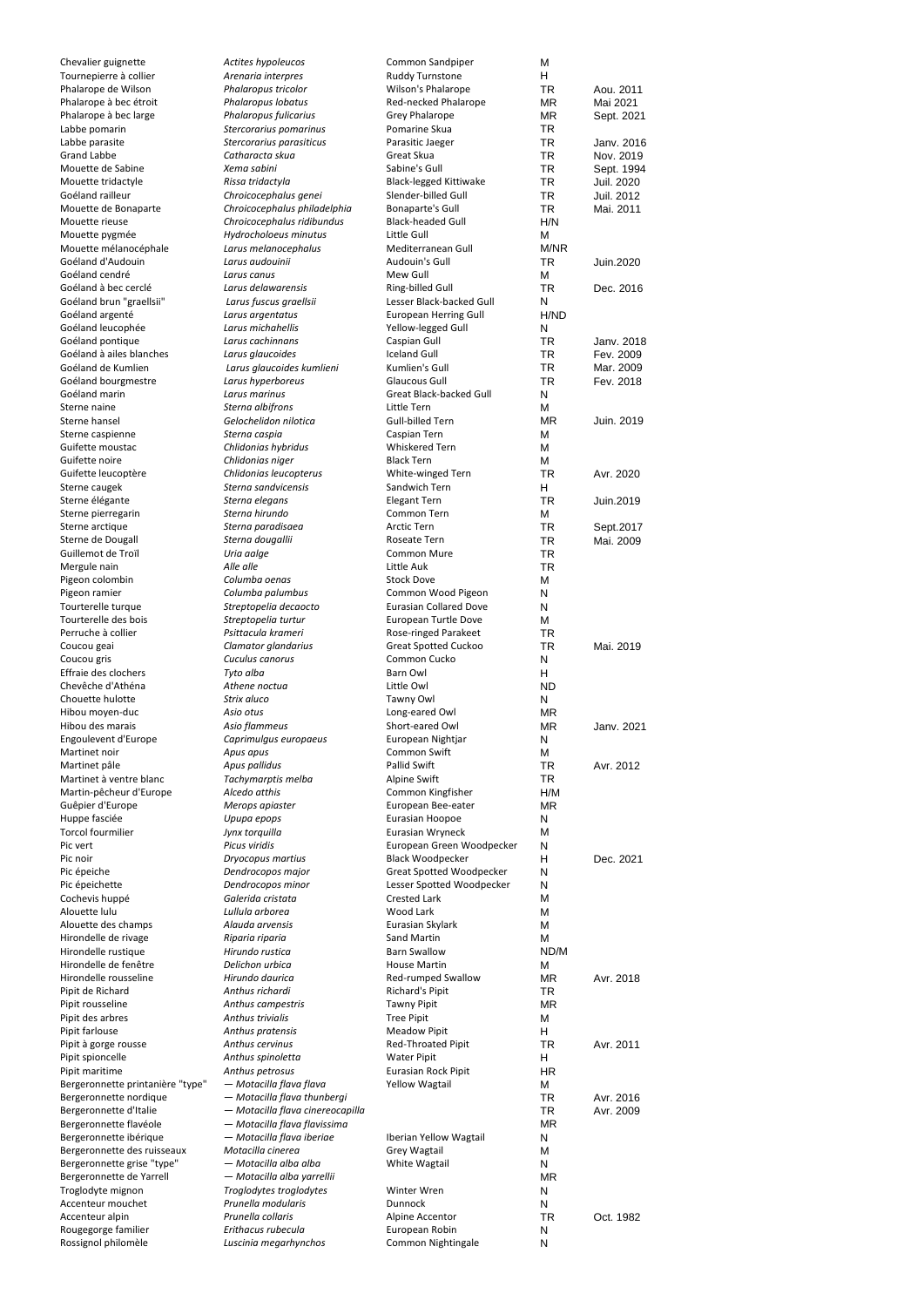| | | | | |
|---|---|---|---|---|
| Chevalier guignette | *Actites hypoleucos* | Common Sandpiper | M | |
| Tournepierre à collier | *Arenaria interpres* | Ruddy Turnstone | H | |
| Phalarope de Wilson | *Phalaropus tricolor* | Wilson's Phalarope | TR | Aou. 2011 |
| Phalarope à bec étroit | *Phalaropus lobatus* | Red-necked Phalarope | MR | Mai 2021 |
| Phalarope à bec large | *Phalaropus fulicarius* | Grey Phalarope | MR | Sept. 2021 |
| Labbe pomarin | *Stercorarius pomarinus* | Pomarine Skua | TR | |
| Labbe parasite | *Stercorarius parasiticus* | Parasitic Jaeger | TR | Janv. 2016 |
| Grand Labbe | *Catharacta skua* | Great Skua | TR | Nov. 2019 |
| Mouette de Sabine | *Xema sabini* | Sabine's Gull | TR | Sept. 1994 |
| Mouette tridactyle | *Rissa tridactyla* | Black-legged Kittiwake | TR | Juil. 2020 |
| Goéland railleur | *Chroicocephalus genei* | Slender-billed Gull | TR | Juil. 2012 |
| Mouette de Bonaparte | *Chroicocephalus philadelphia* | Bonaparte's Gull | TR | Mai. 2011 |
| Mouette rieuse | *Chroicocephalus ridibundus* | Black-headed Gull | H/N | |
| Mouette pygmée | *Hydrocholoeus minutus* | Little Gull | M | |
| Mouette mélanocéphale | *Larus melanocephalus* | Mediterranean Gull | M/NR | |
| Goéland d'Audouin | *Larus audouinii* | Audouin's Gull | TR | Juin.2020 |
| Goéland cendré | *Larus canus* | Mew Gull | M | |
| Goéland à bec cerclé | *Larus delawarensis* | Ring-billed Gull | TR | Dec. 2016 |
| Goéland brun "graellsii" | *Larus fuscus graellsii* | Lesser Black-backed Gull | N | |
| Goéland argenté | *Larus argentatus* | European Herring Gull | H/ND | |
| Goéland leucophée | *Larus michahellis* | Yellow-legged Gull | N | |
| Goéland pontique | *Larus cachinnans* | Caspian Gull | TR | Janv. 2018 |
| Goéland à ailes blanches | *Larus glaucoides* | Iceland Gull | TR | Fev. 2009 |
| Goéland de Kumlien | *Larus glaucoides kumlieni* | Kumlien's Gull | TR | Mar. 2009 |
| Goéland bourgmestre | *Larus hyperboreus* | Glaucous Gull | TR | Fev. 2018 |
| Goéland marin | *Larus marinus* | Great Black-backed Gull | N | |
| Sterne naine | *Sterna albifrons* | Little Tern | M | |
| Sterne hansel | *Gelochelidon nilotica* | Gull-billed Tern | MR | Juin. 2019 |
| Sterne caspienne | *Sterna caspia* | Caspian Tern | M | |
| Guifette moustac | *Chlidonias hybridus* | Whiskered Tern | M | |
| Guifette noire | *Chlidonias niger* | Black Tern | M | |
| Guifette leucoptère | *Chlidonias leucopterus* | White-winged Tern | TR | Avr. 2020 |
| Sterne caugek | *Sterna sandvicensis* | Sandwich Tern | H | |
| Sterne élégante | *Sterna elegans* | Elegant Tern | TR | Juin.2019 |
| Sterne pierregarin | *Sterna hirundo* | Common Tern | M | |
| Sterne arctique | *Sterna paradisaea* | Arctic Tern | TR | Sept.2017 |
| Sterne de Dougall | *Sterna dougallii* | Roseate Tern | TR | Mai. 2009 |
| Guillemot de Troïl | *Uria aalge* | Common Mure | TR | |
| Mergule nain | *Alle alle* | Little Auk | TR | |
| Pigeon colombin | *Columba oenas* | Stock Dove | M | |
| Pigeon ramier | *Columba palumbus* | Common Wood Pigeon | N | |
| Tourterelle turque | *Streptopelia decaocto* | Eurasian Collared Dove | N | |
| Tourterelle des bois | *Streptopelia turtur* | European Turtle Dove | M | |
| Perruche à collier | *Psittacula krameri* | Rose-ringed Parakeet | TR | |
| Coucou geai | *Clamator glandarius* | Great Spotted Cuckoo | TR | Mai. 2019 |
| Coucou gris | *Cuculus canorus* | Common Cucko | N | |
| Effraie des clochers | *Tyto alba* | Barn Owl | H | |
| Chevêche d'Athéna | *Athene noctua* | Little Owl | ND | |
| Chouette hulotte | *Strix aluco* | Tawny Owl | N | |
| Hibou moyen-duc | *Asio otus* | Long-eared Owl | MR | |
| Hibou des marais | *Asio flammeus* | Short-eared Owl | MR | Janv. 2021 |
| Engoulevent d'Europe | *Caprimulgus europaeus* | European Nightjar | N | |
| Martinet noir | *Apus apus* | Common Swift | M | |
| Martinet pâle | *Apus pallidus* | Pallid Swift | TR | Avr. 2012 |
| Martinet à ventre blanc | *Tachymarptis melba* | Alpine Swift | TR | |
| Martin-pêcheur d'Europe | *Alcedo atthis* | Common Kingfisher | H/M | |
| Guêpier d'Europe | *Merops apiaster* | European Bee-eater | MR | |
| Huppe fasciée | *Upupa epops* | Eurasian Hoopoe | N | |
| Torcol fourmilier | *Jynx torquilla* | Eurasian Wryneck | M | |
| Pic vert | *Picus viridis* | European Green Woodpecker | N | |
| Pic noir | *Dryocopus martius* | Black Woodpecker | H | Dec. 2021 |
| Pic épeiche | *Dendrocopos major* | Great Spotted Woodpecker | N | |
| Pic épeichette | *Dendrocopos minor* | Lesser Spotted Woodpecker | N | |
| Cochevis huppé | *Galerida cristata* | Crested Lark | M | |
| Alouette lulu | *Lullula arborea* | Wood Lark | M | |
| Alouette des champs | *Alauda arvensis* | Eurasian Skylark | M | |
| Hirondelle de rivage | *Riparia riparia* | Sand Martin | M | |
| Hirondelle rustique | *Hirundo rustica* | Barn Swallow | ND/M | |
| Hirondelle de fenêtre | *Delichon urbica* | House Martin | M | |
| Hirondelle rousseline | *Hirundo daurica* | Red-rumped Swallow | MR | Avr. 2018 |
| Pipit de Richard | *Anthus richardi* | Richard's Pipit | TR | |
| Pipit rousseline | *Anthus campestris* | Tawny Pipit | MR | |
| Pipit des arbres | *Anthus trivialis* | Tree Pipit | M | |
| Pipit farlouse | *Anthus pratensis* | Meadow Pipit | H | |
| Pipit à gorge rousse | *Anthus cervinus* | Red-Throated Pipit | TR | Avr. 2011 |
| Pipit spioncelle | *Anthus spinoletta* | Water Pipit | H | |
| Pipit maritime | *Anthus petrosus* | Eurasian Rock Pipit | HR | |
| Bergeronnette printanière "type" | — *Motacilla flava flava* | Yellow Wagtail | M | |
| Bergeronnette nordique | — *Motacilla flava thunbergi* | | TR | Avr. 2016 |
| Bergeronnette d'Italie | — *Motacilla flava cinereocapilla* | | TR | Avr. 2009 |
| Bergeronnette flavéole | — *Motacilla flava flavissima* | | MR | |
| Bergeronnette ibérique | — *Motacilla flava iberiae* | Iberian Yellow Wagtail | N | |
| Bergeronnette des ruisseaux | *Motacilla cinerea* | Grey Wagtail | M | |
| Bergeronnette grise "type" | — *Motacilla alba alba* | White Wagtail | N | |
| Bergeronnette de Yarrell | — *Motacilla alba yarrellii* | | MR | |
| Troglodyte mignon | *Troglodytes troglodytes* | Winter Wren | N | |
| Accenteur mouchet | *Prunella modularis* | Dunnock | N | |
| Accenteur alpin | *Prunella collaris* | Alpine Accentor | TR | Oct. 1982 |
| Rougegorge familier | *Erithacus rubecula* | European Robin | N | |
| Rossignol philomèle | *Luscinia megarhynchos* | Common Nightingale | N | |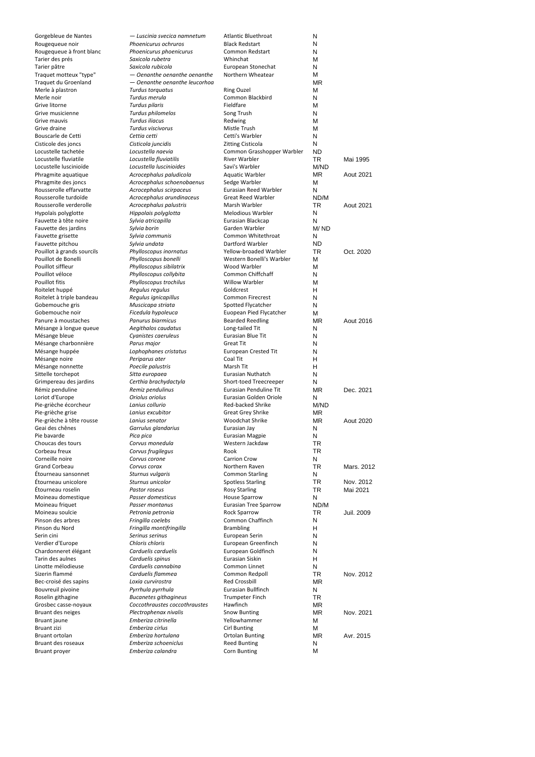| | | | | |
|---|---|---|---|---|
| Gorgebleue de Nantes | *— Luscinia svecica namnetum* | Atlantic Bluethroat | N | |
| Rougequeue noir | *Phoenicurus ochruros* | Black Redstart | N | |
| Rougequeue à front blanc | *Phoenicurus phoenicurus* | Common Redstart | N | |
| Tarier des prés | *Saxicola rubetra* | Whinchat | M | |
| Tarier pâtre | *Saxicola rubicola* | European Stonechat | N | |
| Traquet motteux "type" | *— Oenanthe oenanthe oenanthe* | Northern Wheatear | M | |
| Traquet du Groenland | *— Oenanthe oenanthe leucorhoa* | | MR | |
| Merle à plastron | *Turdus torquatus* | Ring Ouzel | M | |
| Merle noir | *Turdus merula* | Common Blackbird | N | |
| Grive litorne | *Turdus pilaris* | Fieldfare | M | |
| Grive musicienne | *Turdus philomelos* | Song Trush | N | |
| Grive mauvis | *Turdus iliacus* | Redwing | M | |
| Grive draine | *Turdus viscivorus* | Mistle Trush | M | |
| Bouscarle de Cetti | *Cettia cetti* | Cetti's Warbler | N | |
| Cisticole des joncs | *Cisticola juncidis* | Zitting Cisticola | N | |
| Locustelle tachetée | *Locustella naevia* | Common Grasshopper Warbler | ND | |
| Locustelle fluviatile | *Locustella fluviatilis* | River Warbler | TR | Mai 1995 |
| Locustelle luscinioïde | *Locustella luscinioides* | Savi's Warbler | M/ND | |
| Phragmite aquatique | *Acrocephalus paludicola* | Aquatic Warbler | MR | Aout 2021 |
| Phragmite des joncs | *Acrocephalus schoenobaenus* | Sedge Warbler | M | |
| Rousserolle effarvatte | *Acrocephalus scirpaceus* | Eurasian Reed Warbler | N | |
| Rousserolle turdoïde | *Acrocephalus arundinaceus* | Great Reed Warbler | ND/M | |
| Rousserolle verderolle | *Acrocephalus palustris* | Marsh Warbler | TR | Aout 2021 |
| Hypolaïs polyglotte | *Hippolais polyglotta* | Melodious Warbler | N | |
| Fauvette à tête noire | *Sylvia atricapilla* | Eurasian Blackcap | N | |
| Fauvette des jardins | *Sylvia borin* | Garden Warbler | M/ ND | |
| Fauvette grisette | *Sylvia communis* | Common Whitethroat | N | |
| Fauvette pitchou | *Sylvia undata* | Dartford Warbler | ND | |
| Pouillot à grands sourcils | *Phylloscopus inornatus* | Yellow-broaded Warbler | TR | Oct. 2020 |
| Pouillot de Bonelli | *Phylloscopus bonelli* | Western Bonelli's Warbler | M | |
| Pouillot siffleur | *Phylloscopus sibilatrix* | Wood Warbler | M | |
| Pouillot véloce | *Phylloscopus collybita* | Common Chiffchaff | N | |
| Pouillot fitis | *Phylloscopus trochilus* | Willow Warbler | M | |
| Roitelet huppé | *Regulus regulus* | Goldcrest | H | |
| Roitelet à triple bandeau | *Regulus ignicapillus* | Common Firecrest | N | |
| Gobemouche gris | *Muscicapa striata* | Spotted Flycatcher | N | |
| Gobemouche noir | *Ficedula hypoleuca* | Euopean Pied Flycatcher | M | |
| Panure à moustaches | *Panurus biarmicus* | Bearded Reedling | MR | Aout 2016 |
| Mésange à longue queue | *Aegithalos caudatus* | Long-tailed Tit | N | |
| Mésange bleue | *Cyanistes caeruleus* | Eurasian Blue Tit | N | |
| Mésange charbonnière | *Parus major* | Great Tit | N | |
| Mésange huppée | *Lophophanes cristatus* | European Crested Tit | N | |
| Mésange noire | *Periparus ater* | Coal Tit | H | |
| Mésange nonnette | *Poecile palustris* | Marsh Tit | H | |
| Sittelle torchepot | *Sitta europaea* | Eurasian Nuthatch | N | |
| Grimpereau des jardins | *Certhia brachydactyla* | Short-toed Treecreeper | N | |
| Rémiz penduline | *Remiz pendulinus* | Eurasian Penduline Tit | MR | Dec. 2021 |
| Loriot d'Europe | *Oriolus oriolus* | Eurasian Golden Oriole | N | |
| Pie-grièche écorcheur | *Lanius collurio* | Red-backed Shrike | M/ND | |
| Pie-grièche grise | *Lanius excubitor* | Great Grey Shrike | MR | |
| Pie-grièche à tête rousse | *Lanius senator* | Woodchat Shrike | MR | Aout 2020 |
| Geai des chênes | *Garrulus glandarius* | Eurasian Jay | N | |
| Pie bavarde | *Pica pica* | Eurasian Magpie | N | |
| Choucas des tours | *Corvus monedula* | Western Jackdaw | TR | |
| Corbeau freux | *Corvus frugilegus* | Rook | TR | |
| Corneille noire | *Corvus corone* | Carrion Crow | N | |
| Grand Corbeau | *Corvus corax* | Northern Raven | TR | Mars. 2012 |
| Étourneau sansonnet | *Sturnus vulgaris* | Common Starling | N | |
| Étourneau unicolore | *Sturnus unicolor* | Spotless Starling | TR | Nov. 2012 |
| Étourneau roselin | *Pastor roseus* | Rosy Starling | TR | Mai 2021 |
| Moineau domestique | *Passer domesticus* | House Sparrow | N | |
| Moineau friquet | *Passer montanus* | Eurasian Tree Sparrow | ND/M | |
| Moineau soulcie | *Petronia petronia* | Rock Sparrow | TR | Juil. 2009 |
| Pinson des arbres | *Fringilla coelebs* | Common Chaffinch | N | |
| Pinson du Nord | *Fringilla montifringilla* | Brambling | H | |
| Serin cini | *Serinus serinus* | European Serin | N | |
| Verdier d'Europe | *Chloris chloris* | European Greenfinch | N | |
| Chardonneret élégant | *Carduelis carduelis* | European Goldfinch | N | |
| Tarin des aulnes | *Carduelis spinus* | Eurasian Siskin | H | |
| Linotte mélodieuse | *Carduelis cannabina* | Common Linnet | N | |
| Sizerin flammé | *Carduelis flammea* | Common Redpoll | TR | Nov. 2012 |
| Bec-croisé des sapins | *Loxia curvirostra* | Red Crossbill | MR | |
| Bouvreuil pivoine | *Pyrrhula pyrrhula* | Eurasian Bullfinch | N | |
| Roselin githagine | *Bucanetes githagineus* | Trumpeter Finch | TR | |
| Grosbec casse-noyaux | *Coccothraustes coccothraustes* | Hawfinch | MR | |
| Bruant des neiges | *Plectrophenax nivalis* | Snow Bunting | MR | Nov. 2021 |
| Bruant jaune | *Emberiza citrinella* | Yellowhammer | M | |
| Bruant zizi | *Emberiza cirlus* | Cirl Bunting | M | |
| Bruant ortolan | *Emberiza hortulana* | Ortolan Bunting | MR | Avr. 2015 |
| Bruant des roseaux | *Emberiza schoeniclus* | Reed Bunting | N | |
| Bruant proyer | *Emberiza calandra* | Corn Bunting | M | |